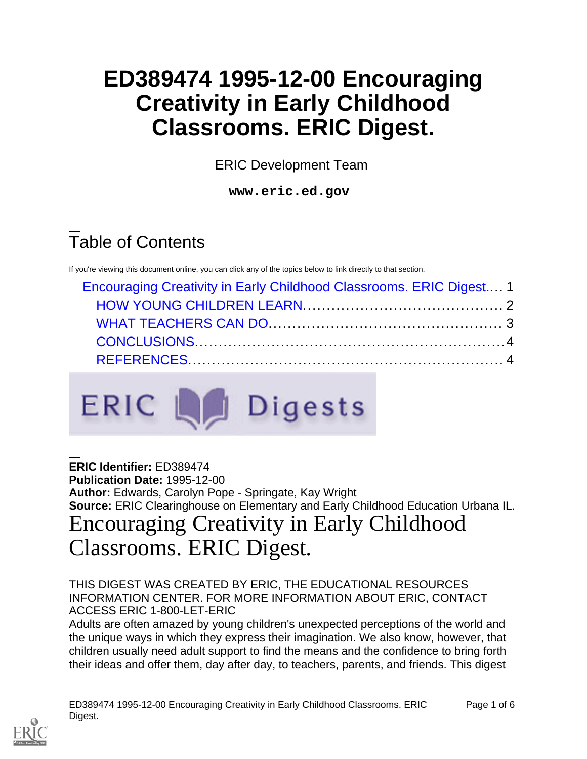# ED389474 1995-12-00 Encouraging Creativity in Early Childhood Classrooms. ERIC Digest.

ERIC Development Team

**www.eric.ed.gov**

## Table of Contents

If you're viewing this document online, you can click any of the topics below to link directly to that section.

- Encouraging Creativity in Early Childhood Classrooms. ERIC Digest.... 1
  - HOW YOUNG CHILDREN LEARN.......................................... 2
  - WHAT TEACHERS CAN DO................................................ 3
  - CONCLUSIONS..............................................................4
  - REFERENCES............................................................... 4

**ERIC Identifier:** ED389474
**Publication Date:** 1995-12-00
**Author:** Edwards, Carolyn Pope - Springate, Kay Wright
**Source:** ERIC Clearinghouse on Elementary and Early Childhood Education Urbana IL.

# Encouraging Creativity in Early Childhood Classrooms. ERIC Digest.

THIS DIGEST WAS CREATED BY ERIC, THE EDUCATIONAL RESOURCES INFORMATION CENTER. FOR MORE INFORMATION ABOUT ERIC, CONTACT ACCESS ERIC 1-800-LET-ERIC

Adults are often amazed by young children's unexpected perceptions of the world and the unique ways in which they express their imagination. We also know, however, that children usually need adult support to find the means and the confidence to bring forth their ideas and offer them, day after day, to teachers, parents, and friends. This digest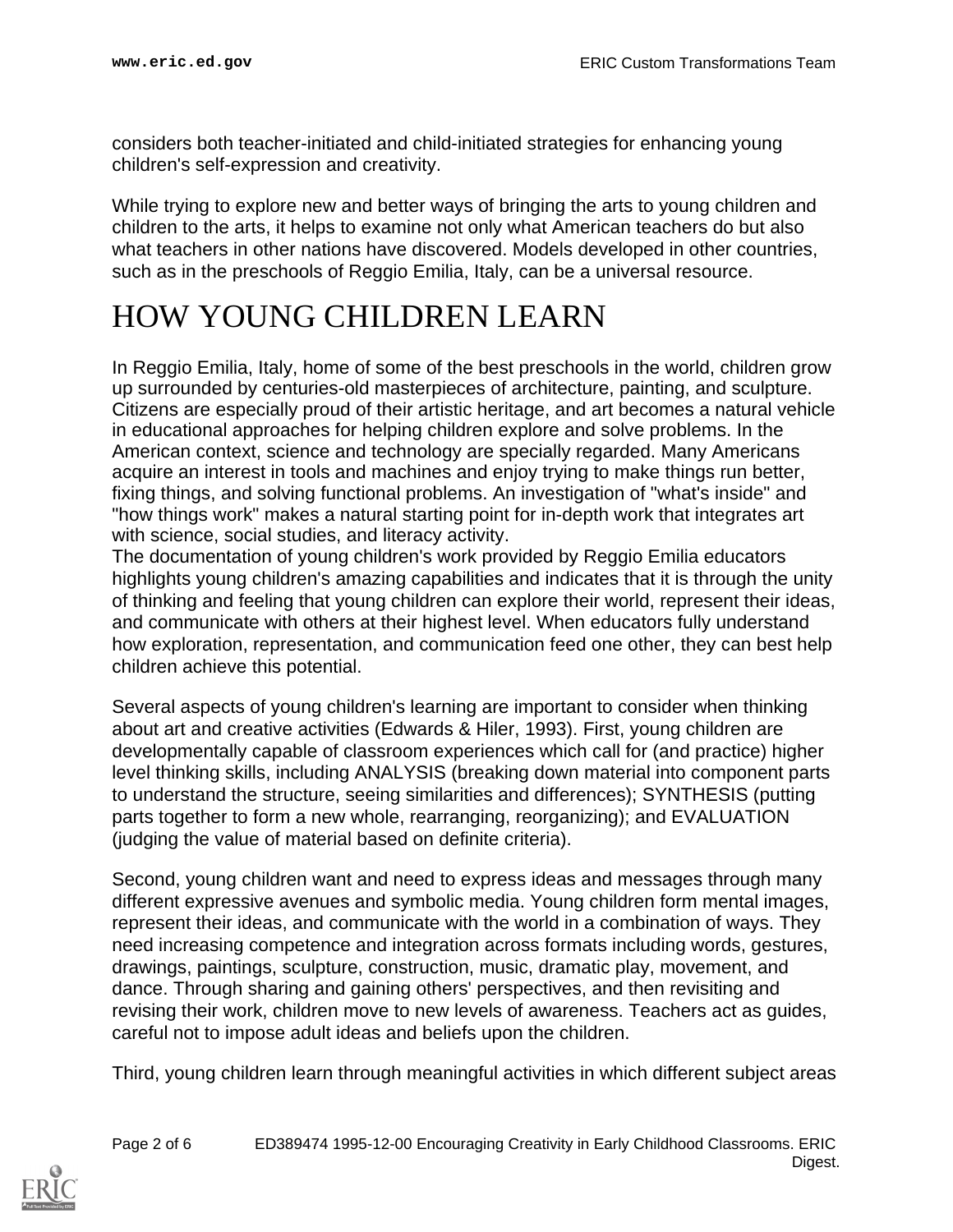considers both teacher-initiated and child-initiated strategies for enhancing young children's self-expression and creativity.

While trying to explore new and better ways of bringing the arts to young children and children to the arts, it helps to examine not only what American teachers do but also what teachers in other nations have discovered. Models developed in other countries, such as in the preschools of Reggio Emilia, Italy, can be a universal resource.

# HOW YOUNG CHILDREN LEARN

In Reggio Emilia, Italy, home of some of the best preschools in the world, children grow up surrounded by centuries-old masterpieces of architecture, painting, and sculpture. Citizens are especially proud of their artistic heritage, and art becomes a natural vehicle in educational approaches for helping children explore and solve problems. In the American context, science and technology are specially regarded. Many Americans acquire an interest in tools and machines and enjoy trying to make things run better, fixing things, and solving functional problems. An investigation of "what's inside" and "how things work" makes a natural starting point for in-depth work that integrates art with science, social studies, and literacy activity.
The documentation of young children's work provided by Reggio Emilia educators highlights young children's amazing capabilities and indicates that it is through the unity of thinking and feeling that young children can explore their world, represent their ideas, and communicate with others at their highest level. When educators fully understand how exploration, representation, and communication feed one other, they can best help children achieve this potential.

Several aspects of young children's learning are important to consider when thinking about art and creative activities (Edwards & Hiler, 1993). First, young children are developmentally capable of classroom experiences which call for (and practice) higher level thinking skills, including ANALYSIS (breaking down material into component parts to understand the structure, seeing similarities and differences); SYNTHESIS (putting parts together to form a new whole, rearranging, reorganizing); and EVALUATION (judging the value of material based on definite criteria).

Second, young children want and need to express ideas and messages through many different expressive avenues and symbolic media. Young children form mental images, represent their ideas, and communicate with the world in a combination of ways. They need increasing competence and integration across formats including words, gestures, drawings, paintings, sculpture, construction, music, dramatic play, movement, and dance. Through sharing and gaining others' perspectives, and then revisiting and revising their work, children move to new levels of awareness. Teachers act as guides, careful not to impose adult ideas and beliefs upon the children.

Third, young children learn through meaningful activities in which different subject areas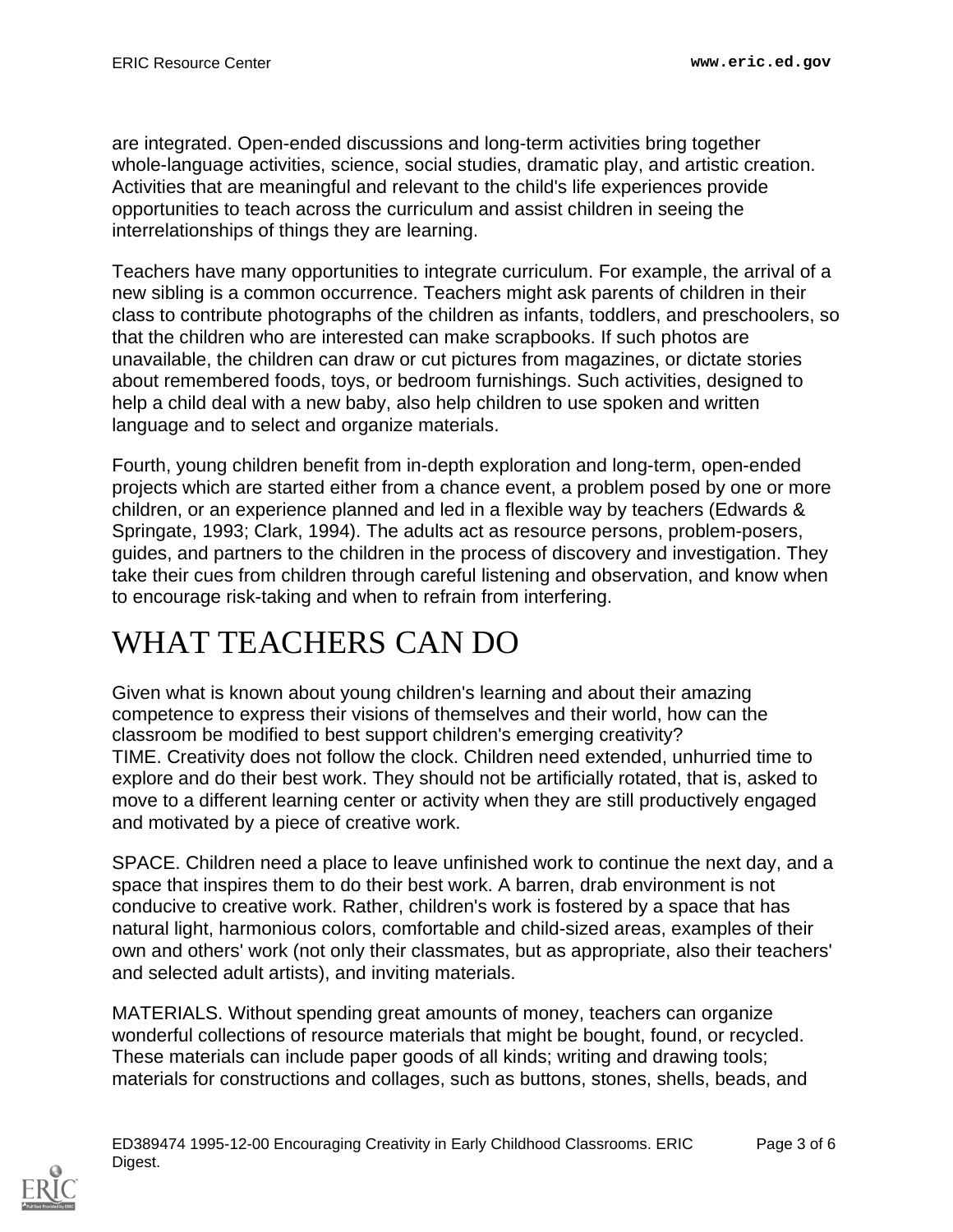are integrated. Open-ended discussions and long-term activities bring together whole-language activities, science, social studies, dramatic play, and artistic creation. Activities that are meaningful and relevant to the child's life experiences provide opportunities to teach across the curriculum and assist children in seeing the interrelationships of things they are learning.

Teachers have many opportunities to integrate curriculum. For example, the arrival of a new sibling is a common occurrence. Teachers might ask parents of children in their class to contribute photographs of the children as infants, toddlers, and preschoolers, so that the children who are interested can make scrapbooks. If such photos are unavailable, the children can draw or cut pictures from magazines, or dictate stories about remembered foods, toys, or bedroom furnishings. Such activities, designed to help a child deal with a new baby, also help children to use spoken and written language and to select and organize materials.

Fourth, young children benefit from in-depth exploration and long-term, open-ended projects which are started either from a chance event, a problem posed by one or more children, or an experience planned and led in a flexible way by teachers (Edwards & Springate, 1993; Clark, 1994). The adults act as resource persons, problem-posers, guides, and partners to the children in the process of discovery and investigation. They take their cues from children through careful listening and observation, and know when to encourage risk-taking and when to refrain from interfering.

# WHAT TEACHERS CAN DO

Given what is known about young children's learning and about their amazing competence to express their visions of themselves and their world, how can the classroom be modified to best support children's emerging creativity?
TIME. Creativity does not follow the clock. Children need extended, unhurried time to explore and do their best work. They should not be artificially rotated, that is, asked to move to a different learning center or activity when they are still productively engaged and motivated by a piece of creative work.

SPACE. Children need a place to leave unfinished work to continue the next day, and a space that inspires them to do their best work. A barren, drab environment is not conducive to creative work. Rather, children's work is fostered by a space that has natural light, harmonious colors, comfortable and child-sized areas, examples of their own and others' work (not only their classmates, but as appropriate, also their teachers' and selected adult artists), and inviting materials.

MATERIALS. Without spending great amounts of money, teachers can organize wonderful collections of resource materials that might be bought, found, or recycled. These materials can include paper goods of all kinds; writing and drawing tools; materials for constructions and collages, such as buttons, stones, shells, beads, and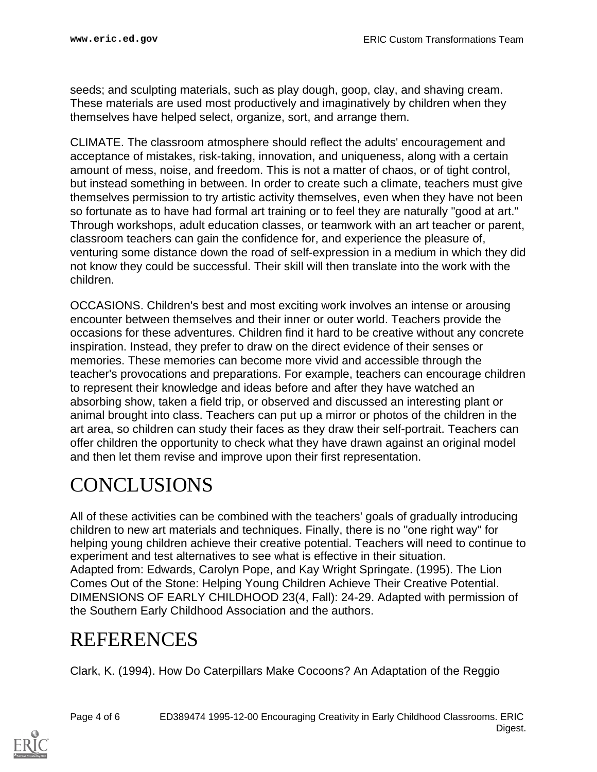seeds; and sculpting materials, such as play dough, goop, clay, and shaving cream. These materials are used most productively and imaginatively by children when they themselves have helped select, organize, sort, and arrange them.

CLIMATE. The classroom atmosphere should reflect the adults' encouragement and acceptance of mistakes, risk-taking, innovation, and uniqueness, along with a certain amount of mess, noise, and freedom. This is not a matter of chaos, or of tight control, but instead something in between. In order to create such a climate, teachers must give themselves permission to try artistic activity themselves, even when they have not been so fortunate as to have had formal art training or to feel they are naturally "good at art." Through workshops, adult education classes, or teamwork with an art teacher or parent, classroom teachers can gain the confidence for, and experience the pleasure of, venturing some distance down the road of self-expression in a medium in which they did not know they could be successful. Their skill will then translate into the work with the children.

OCCASIONS. Children's best and most exciting work involves an intense or arousing encounter between themselves and their inner or outer world. Teachers provide the occasions for these adventures. Children find it hard to be creative without any concrete inspiration. Instead, they prefer to draw on the direct evidence of their senses or memories. These memories can become more vivid and accessible through the teacher's provocations and preparations. For example, teachers can encourage children to represent their knowledge and ideas before and after they have watched an absorbing show, taken a field trip, or observed and discussed an interesting plant or animal brought into class. Teachers can put up a mirror or photos of the children in the art area, so children can study their faces as they draw their self-portrait. Teachers can offer children the opportunity to check what they have drawn against an original model and then let them revise and improve upon their first representation.

# CONCLUSIONS

All of these activities can be combined with the teachers' goals of gradually introducing children to new art materials and techniques. Finally, there is no "one right way" for helping young children achieve their creative potential. Teachers will need to continue to experiment and test alternatives to see what is effective in their situation.
Adapted from: Edwards, Carolyn Pope, and Kay Wright Springate. (1995). The Lion Comes Out of the Stone: Helping Young Children Achieve Their Creative Potential. DIMENSIONS OF EARLY CHILDHOOD 23(4, Fall): 24-29. Adapted with permission of the Southern Early Childhood Association and the authors.

# REFERENCES

Clark, K. (1994). How Do Caterpillars Make Cocoons? An Adaptation of the Reggio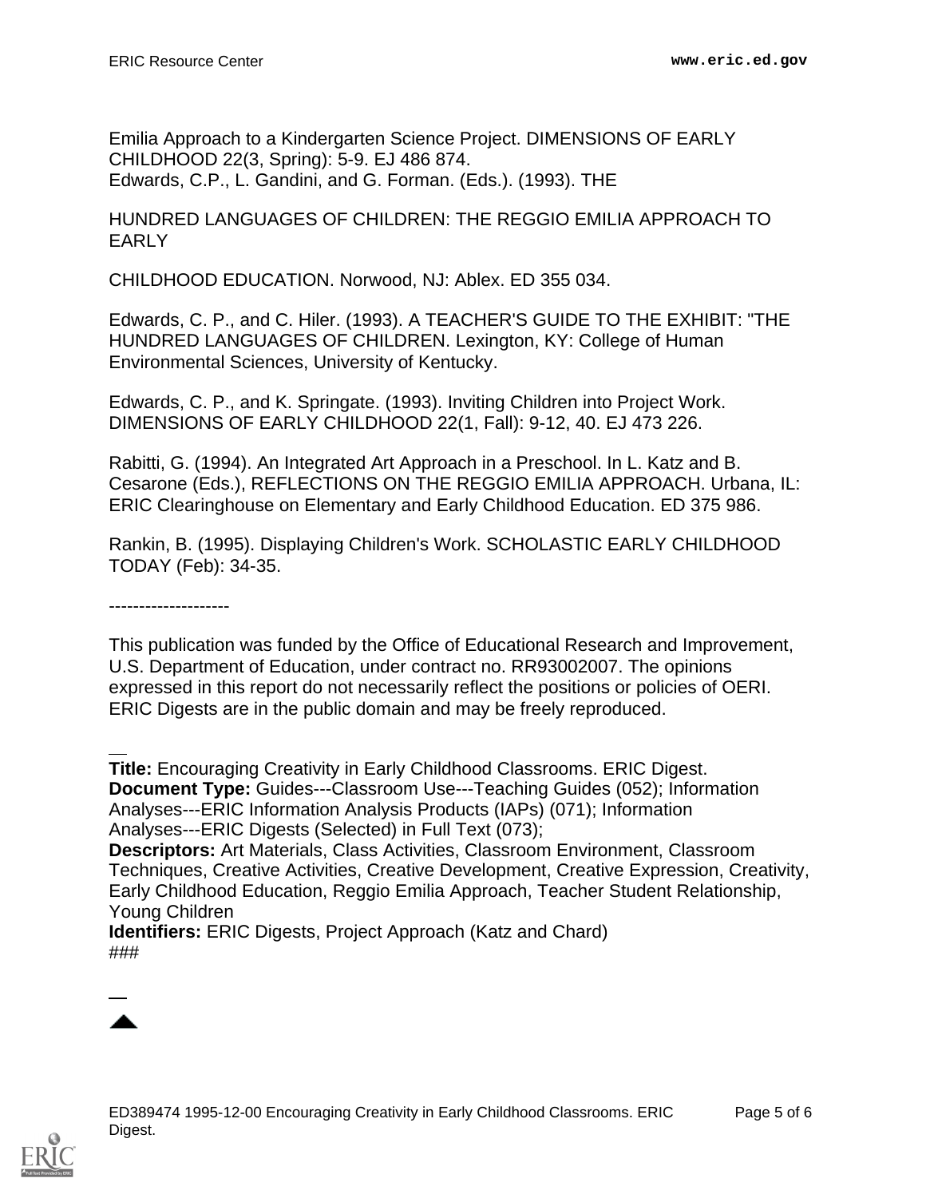Emilia Approach to a Kindergarten Science Project. DIMENSIONS OF EARLY CHILDHOOD 22(3, Spring): 5-9. EJ 486 874.
Edwards, C.P., L. Gandini, and G. Forman. (Eds.). (1993). THE

HUNDRED LANGUAGES OF CHILDREN: THE REGGIO EMILIA APPROACH TO EARLY

CHILDHOOD EDUCATION. Norwood, NJ: Ablex. ED 355 034.

Edwards, C. P., and C. Hiler. (1993). A TEACHER'S GUIDE TO THE EXHIBIT: "THE HUNDRED LANGUAGES OF CHILDREN. Lexington, KY: College of Human Environmental Sciences, University of Kentucky.

Edwards, C. P., and K. Springate. (1993). Inviting Children into Project Work. DIMENSIONS OF EARLY CHILDHOOD 22(1, Fall): 9-12, 40. EJ 473 226.

Rabitti, G. (1994). An Integrated Art Approach in a Preschool. In L. Katz and B. Cesarone (Eds.), REFLECTIONS ON THE REGGIO EMILIA APPROACH. Urbana, IL: ERIC Clearinghouse on Elementary and Early Childhood Education. ED 375 986.

Rankin, B. (1995). Displaying Children's Work. SCHOLASTIC EARLY CHILDHOOD TODAY (Feb): 34-35.

--------------------

This publication was funded by the Office of Educational Research and Improvement, U.S. Department of Education, under contract no. RR93002007. The opinions expressed in this report do not necessarily reflect the positions or policies of OERI. ERIC Digests are in the public domain and may be freely reproduced.

---

**Title:** Encouraging Creativity in Early Childhood Classrooms. ERIC Digest.
**Document Type:** Guides---Classroom Use---Teaching Guides (052); Information Analyses---ERIC Information Analysis Products (IAPs) (071); Information Analyses---ERIC Digests (Selected) in Full Text (073);
**Descriptors:** Art Materials, Class Activities, Classroom Environment, Classroom Techniques, Creative Activities, Creative Development, Creative Expression, Creativity, Early Childhood Education, Reggio Emilia Approach, Teacher Student Relationship, Young Children
**Identifiers:** ERIC Digests, Project Approach (Katz and Chard)
###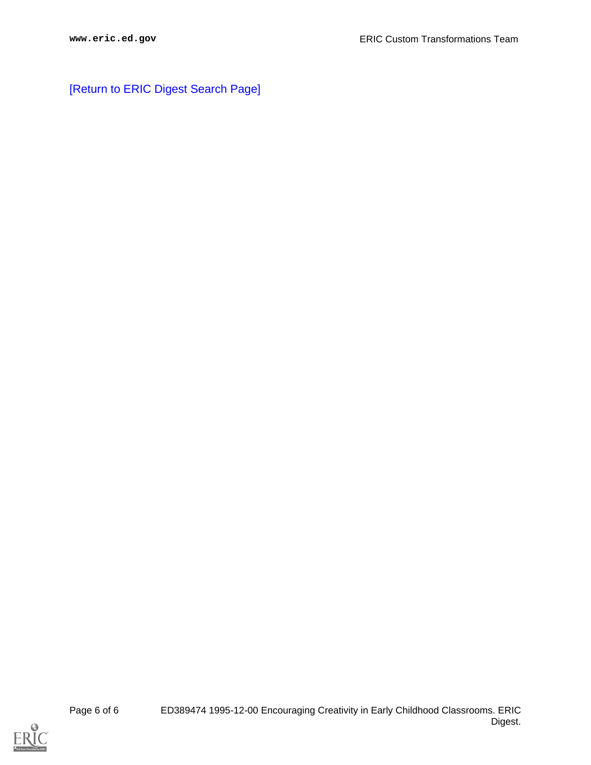[Return to ERIC Digest Search Page]